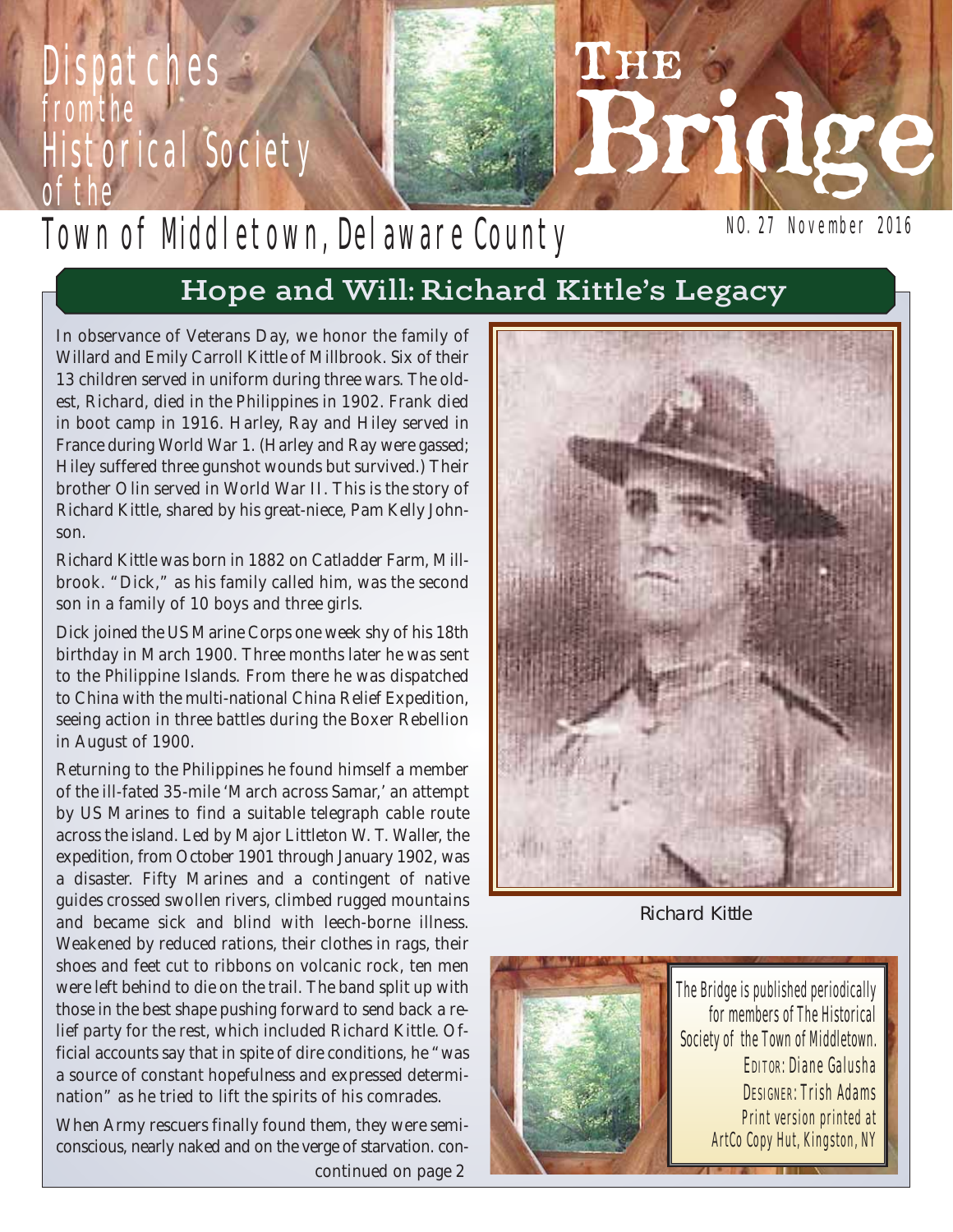# Dispatches from the Historical Society of the Town of Middletown, Delaware County

# The Bridge

NO. 27 November 2016

## Hope and Will: Richard Kittle's Legacy

In observance of Veterans Day, we honor the family of Willard and Emily Carroll Kittle of Millbrook. Six of their 13 children served in uniform during three wars. The oldest, Richard, died in the Philippines in 1902. Frank died in boot camp in 1916. Harley, Ray and Hiley served in France during World War 1. (Harley and Ray were gassed; Hiley suffered three gunshot wounds but survived.) Their brother Olin served in World War II. This is the story of Richard Kittle, shared by his great-niece, Pam Kelly Johnson.

Richard Kittle was born in 1882 on Catladder Farm, Millbrook. "Dick," as his family called him, was the second son in a family of 10 boys and three girls.

Dick joined the US Marine Corps one week shy of his 18th birthday in March 1900. Three months later he was sent to the Philippine Islands. From there he was dispatched to China with the multi-national China Relief Expedition, seeing action in three battles during the Boxer Rebellion in August of 1900.

Returning to the Philippines he found himself a member of the ill-fated 35-mile 'March across Samar,' an attempt by US Marines to find a suitable telegraph cable route across the island. Led by Major Littleton W. T. Waller, the expedition, from October 1901 through January 1902, was a disaster. Fifty Marines and a contingent of native guides crossed swollen rivers, climbed rugged mountains and became sick and blind with leech-borne illness. Weakened by reduced rations, their clothes in rags, their shoes and feet cut to ribbons on volcanic rock, ten men were left behind to die on the trail. The band split up with those in the best shape pushing forward to send back a relief party for the rest, which included Richard Kittle. Official accounts say that in spite of dire conditions, he "was a source of constant hopefulness and expressed determination" as he tried to lift the spirits of his comrades.

When Army rescuers finally found them, they were semi-conscious, nearly naked and on the verge of starvation. con-

continued on page 2

Richard Kittle

The Bridge is published periodically for members of The Historical Society of the Town of Middletown.
EDITOR: Diane Galusha
DESIGNER: Trish Adams
Print version printed at ArtCo Copy Hut, Kingston, NY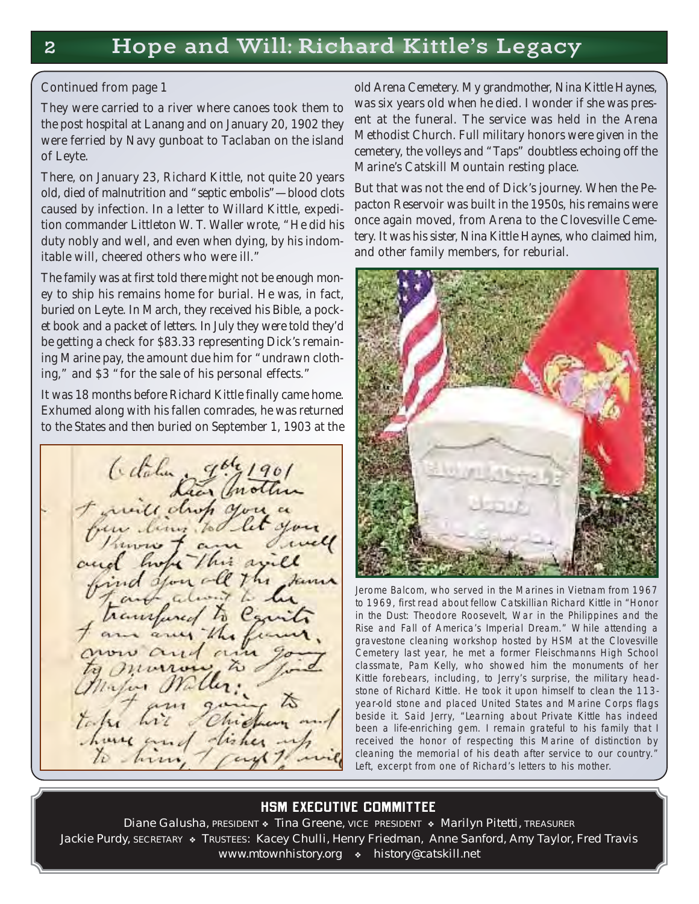# Hope and Will: Richard Kittle's Legacy

Continued from page 1

They were carried to a river where canoes took them to the post hospital at Lanang and on January 20, 1902 they were ferried by Navy gunboat to Taclaban on the island of Leyte.

There, on January 23, Richard Kittle, not quite 20 years old, died of malnutrition and "septic embolis"—blood clots caused by infection. In a letter to Willard Kittle, expedition commander Littleton W. T. Waller wrote, "He did his duty nobly and well, and even when dying, by his indomitable will, cheered others who were ill."

The family was at first told there might not be enough money to ship his remains home for burial. He was, in fact, buried on Leyte. In March, they received his Bible, a pocket book and a packet of letters. In July they were told they'd be getting a check for $83.33 representing Dick's remaining Marine pay, the amount due him for "undrawn clothing," and $3 "for the sale of his personal effects."

It was 18 months before Richard Kittle finally came home. Exhumed along with his fallen comrades, he was returned to the States and then buried on September 1, 1903 at the old Arena Cemetery. My grandmother, Nina Kittle Haynes, was six years old when he died. I wonder if she was present at the funeral. The service was held in the Arena Methodist Church. Full military honors were given in the cemetery, the volleys and "Taps" doubtless echoing off the Marine's Catskill Mountain resting place.

But that was not the end of Dick's journey. When the Pepacton Reservoir was built in the 1950s, his remains were once again moved, from Arena to the Clovesville Cemetery. It was his sister, Nina Kittle Haynes, who claimed him, and other family members, for reburial.

Jerome Balcom, who served in the Marines in Vietnam from 1967 to 1969, first read about fellow Catskillian Richard Kittle in "Honor in the Dust: Theodore Roosevelt, War in the Philippines and the Rise and Fall of America's Imperial Dream." While attending a gravestone cleaning workshop hosted by HSM at the Clovesville Cemetery last year, he met a former Fleischmanns High School classmate, Pam Kelly, who showed him the monuments of her Kittle forebears, including, to Jerry's surprise, the military headstone of Richard Kittle. He took it upon himself to clean the 113-year-old stone and placed United States and Marine Corps flags beside it. Said Jerry, "Learning about Private Kittle has indeed been a life-enriching gem. I remain grateful to his family that I received the honor of respecting this Marine of distinction by cleaning the memorial of his death after service to our country." Left, excerpt from one of Richard's letters to his mother.

## HSM EXECUTIVE COMMITTEE

Diane Galusha, PRESIDENT ❖ Tina Greene, VICE PRESIDENT ❖ Marilyn Pitetti, TREASURER
Jackie Purdy, SECRETARY ❖ TRUSTEES: Kacey Chulli, Henry Friedman, Anne Sanford, Amy Taylor, Fred Travis
www.mtownhistory.org ❖ history@catskill.net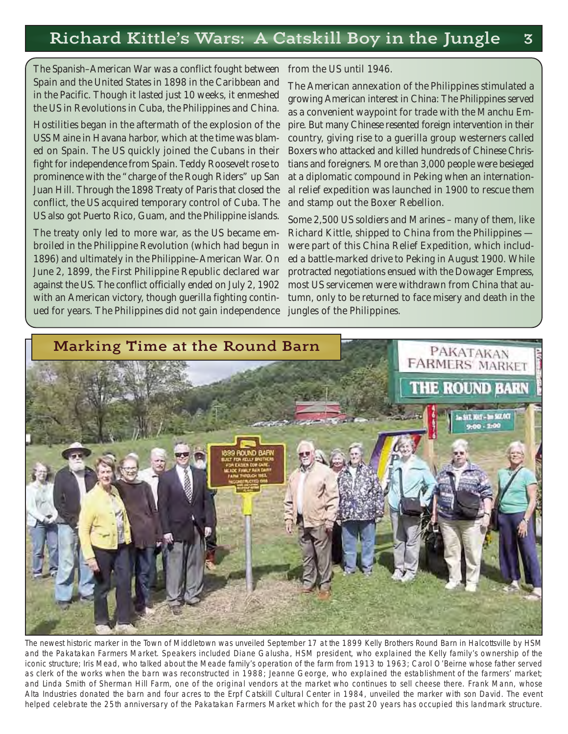## Richard Kittle's Wars: A Catskill Boy in the Jungle

The Spanish–American War was a conflict fought between Spain and the United States in 1898 in the Caribbean and in the Pacific. Though it lasted just 10 weeks, it enmeshed the US in Revolutions in Cuba, the Philippines and China.

Hostilities began in the aftermath of the explosion of the USS Maine in Havana harbor, which at the time was blamed on Spain. The US quickly joined the Cubans in their fight for independence from Spain. Teddy Roosevelt rose to prominence with the "charge of the Rough Riders" up San Juan Hill. Through the 1898 Treaty of Paris that closed the conflict, the US acquired temporary control of Cuba. The US also got Puerto Rico, Guam, and the Philippine islands.

The treaty only led to more war, as the US became embroiled in the Philippine Revolution (which had begun in 1896) and ultimately in the Philippine–American War. On June 2, 1899, the First Philippine Republic declared war against the US. The conflict officially ended on July 2, 1902 with an American victory, though guerilla fighting continued for years. The Philippines did not gain independence from the US until 1946.

The American annexation of the Philippines stimulated a growing American interest in China: The Philippines served as a convenient waypoint for trade with the Manchu Empire. But many Chinese resented foreign intervention in their country, giving rise to a guerilla group westerners called Boxers who attacked and killed hundreds of Chinese Christians and foreigners. More than 3,000 people were besieged at a diplomatic compound in Peking when an international relief expedition was launched in 1900 to rescue them and stamp out the Boxer Rebellion.

Some 2,500 US soldiers and Marines – many of them, like Richard Kittle, shipped to China from the Philippines — were part of this China Relief Expedition, which included a battle-marked drive to Peking in August 1900. While protracted negotiations ensued with the Dowager Empress, most US servicemen were withdrawn from China that autumn, only to be returned to face misery and death in the jungles of the Philippines.

## Marking Time at the Round Barn

The newest historic marker in the Town of Middletown was unveiled September 17 at the 1899 Kelly Brothers Round Barn in Halcottsville by HSM and the Pakatakan Farmers Market. Speakers included Diane Galusha, HSM president, who explained the Kelly family's ownership of the iconic structure; Iris Mead, who talked about the Meade family's operation of the farm from 1913 to 1963; Carol O'Beirne whose father served as clerk of the works when the barn was reconstructed in 1988; Jeanne George, who explained the establishment of the farmers' market; and Linda Smith of Sherman Hill Farm, one of the original vendors at the market who continues to sell cheese there. Frank Mann, whose Alta Industries donated the barn and four acres to the Erpf Catskill Cultural Center in 1984, unveiled the marker with son David. The event helped celebrate the 25th anniversary of the Pakatakan Farmers Market which for the past 20 years has occupied this landmark structure.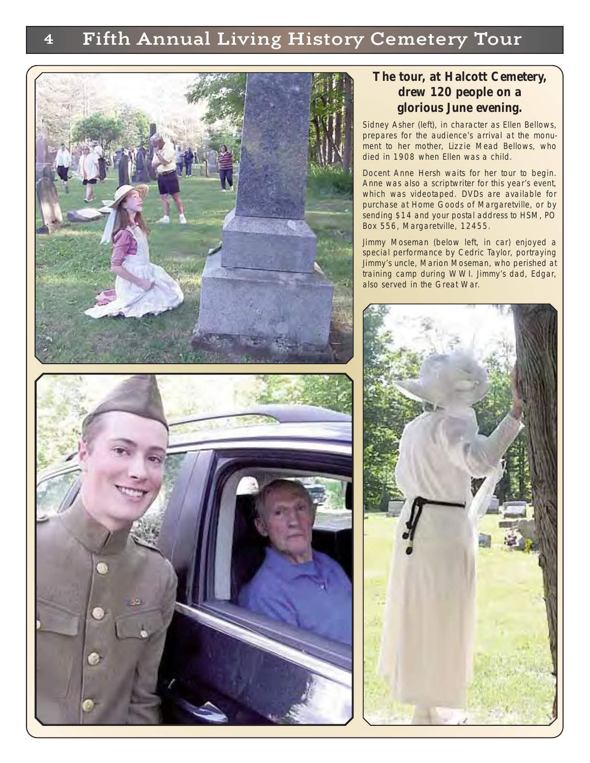# Fifth Annual Living History Cemetery Tour

**The tour, at Halcott Cemetery, drew 120 people on a glorious June evening.**

Sidney Asher (left), in character as Ellen Bellows, prepares for the audience's arrival at the monument to her mother, Lizzie Mead Bellows, who died in 1908 when Ellen was a child.

Docent Anne Hersh waits for her tour to begin. Anne was also a scriptwriter for this year's event, which was videotaped. DVDs are available for purchase at Home Goods of Margaretville, or by sending $14 and your postal address to HSM, PO Box 556, Margaretville, 12455.

Jimmy Moseman (below left, in car) enjoyed a special performance by Cedric Taylor, portraying Jimmy's uncle, Marion Moseman, who perished at training camp during WWI. Jimmy's dad, Edgar, also served in the Great War.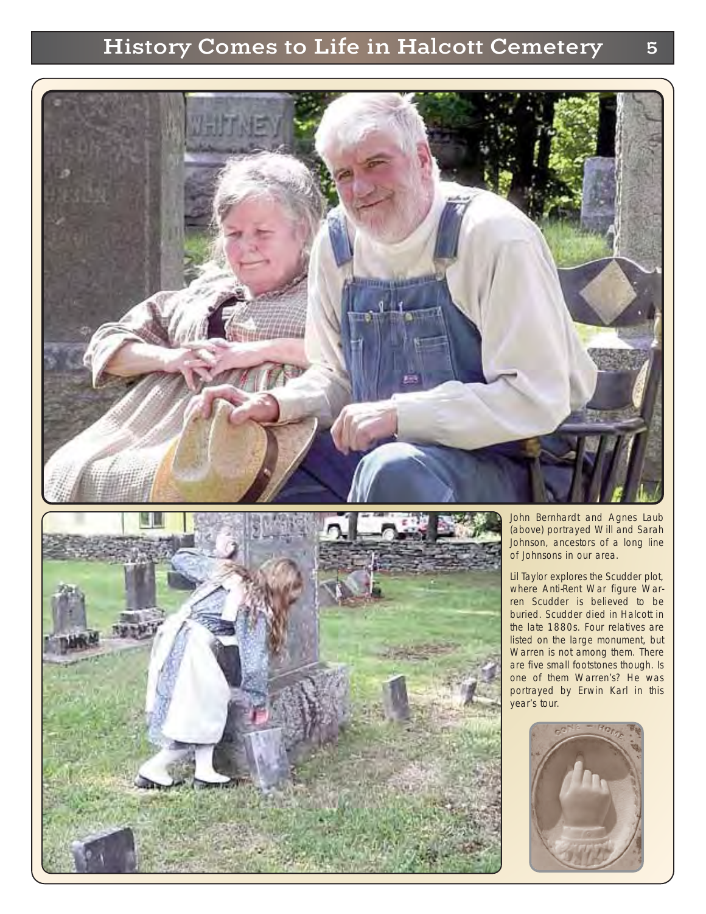John Bernhardt and Agnes Laub (above) portrayed Will and Sarah Johnson, ancestors of a long line of Johnsons in our area.

Lil Taylor explores the Scudder plot, where Anti-Rent War figure Warren Scudder is believed to be buried. Scudder died in Halcott in the late 1880s. Four relatives are listed on the large monument, but Warren is not among them. There are five small footstones though. Is one of them Warren's? He was portrayed by Erwin Karl in this year's tour.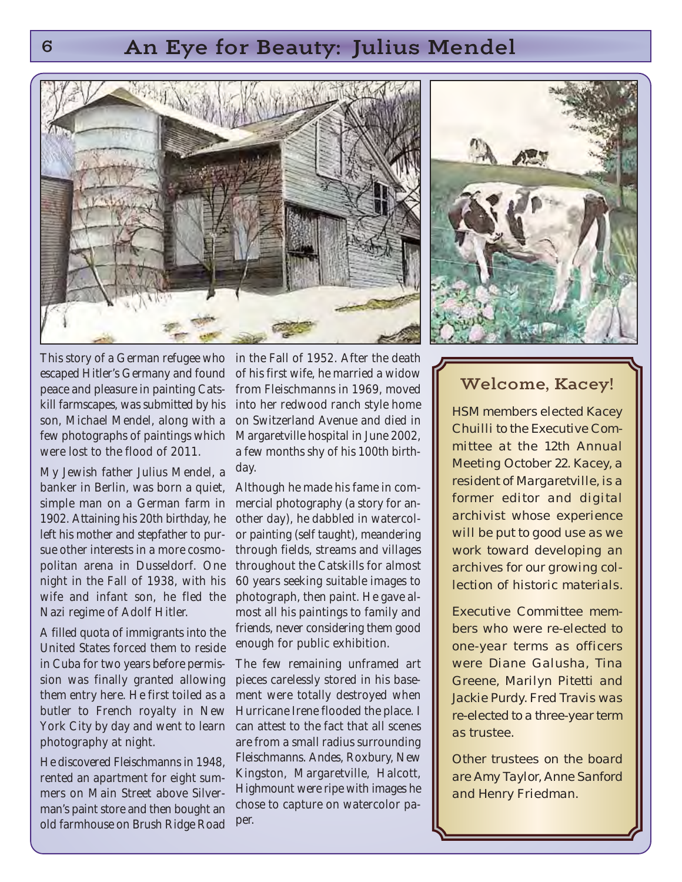# An Eye for Beauty: Julius Mendel

This story of a German refugee who escaped Hitler's Germany and found peace and pleasure in painting Catskill farmscapes, was submitted by his son, Michael Mendel, along with a few photographs of paintings which were lost to the flood of 2011.

My Jewish father Julius Mendel, a banker in Berlin, was born a quiet, simple man on a German farm in 1902. Attaining his 20th birthday, he left his mother and stepfather to pursue other interests in a more cosmopolitan arena in Dusseldorf. One night in the Fall of 1938, with his wife and infant son, he fled the Nazi regime of Adolf Hitler.

A filled quota of immigrants into the United States forced them to reside in Cuba for two years before permission was finally granted allowing them entry here. He first toiled as a butler to French royalty in New York City by day and went to learn photography at night.

He discovered Fleischmanns in 1948, rented an apartment for eight summers on Main Street above Silverman's paint store and then bought an old farmhouse on Brush Ridge Road in the Fall of 1952. After the death of his first wife, he married a widow from Fleischmanns in 1969, moved into her redwood ranch style home on Switzerland Avenue and died in Margaretville hospital in June 2002, a few months shy of his 100th birthday.

Although he made his fame in commercial photography (a story for another day), he dabbled in watercolor painting (self taught), meandering through fields, streams and villages throughout the Catskills for almost 60 years seeking suitable images to photograph, then paint. He gave almost all his paintings to family and friends, never considering them good enough for public exhibition.

The few remaining unframed art pieces carelessly stored in his basement were totally destroyed when Hurricane Irene flooded the place. I can attest to the fact that all scenes are from a small radius surrounding Fleischmanns. Andes, Roxbury, New Kingston, Margaretville, Halcott, Highmount were ripe with images he chose to capture on watercolor paper.

## Welcome, Kacey!

HSM members elected Kacey Chuilli to the Executive Committee at the 12th Annual Meeting October 22. Kacey, a resident of Margaretville, is a former editor and digital archivist whose experience will be put to good use as we work toward developing an archives for our growing collection of historic materials.

Executive Committee members who were re-elected to one-year terms as officers were Diane Galusha, Tina Greene, Marilyn Pitetti and Jackie Purdy. Fred Travis was re-elected to a three-year term as trustee.

Other trustees on the board are Amy Taylor, Anne Sanford and Henry Friedman.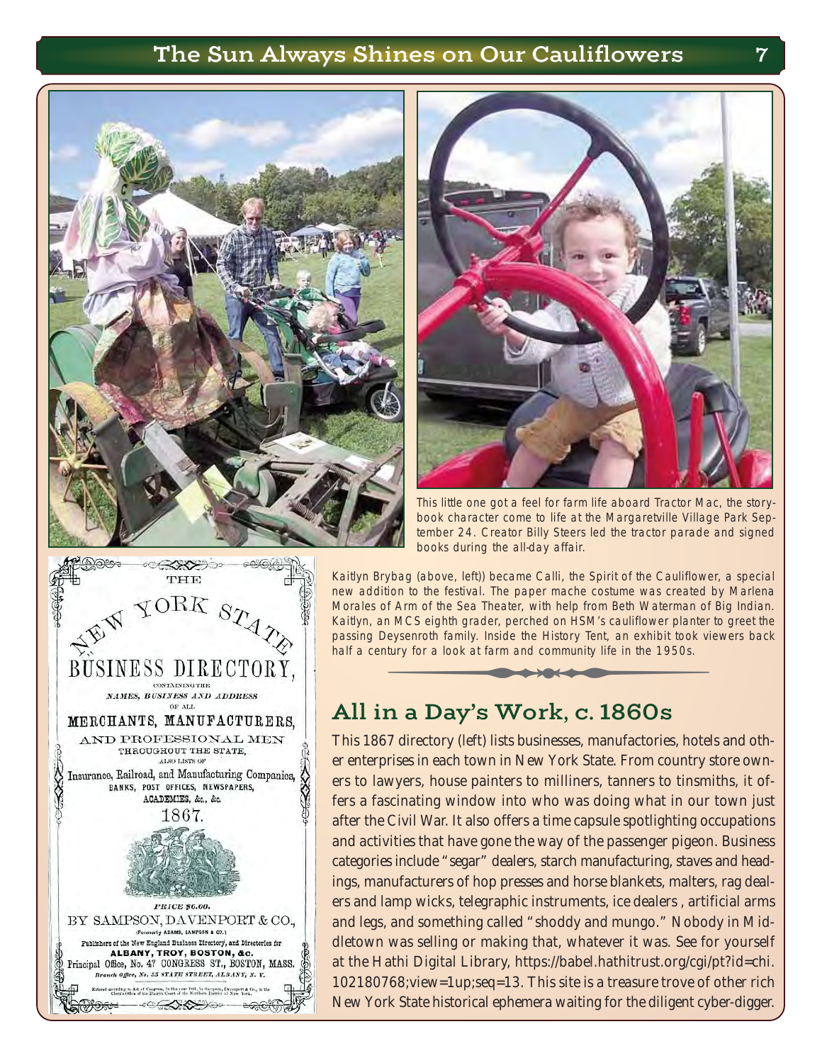This little one got a feel for farm life aboard Tractor Mac, the storybook character come to life at the Margaretville Village Park September 24. Creator Billy Steers led the tractor parade and signed books during the all-day affair.

Kaitlyn Brybag (above, left)) became Calli, the Spirit of the Cauliflower, a special new addition to the festival. The paper mache costume was created by Marlena Morales of Arm of the Sea Theater, with help from Beth Waterman of Big Indian. Kaitlyn, an MCS eighth grader, perched on HSM's cauliflower planter to greet the passing Deysenroth family. Inside the History Tent, an exhibit took viewers back half a century for a look at farm and community life in the 1950s.

THE NEW YORK STATE BUSINESS DIRECTORY, CONTAINING THE NAMES, BUSINESS AND ADDRESS OF ALL MERCHANTS, MANUFACTURERS, AND PROFESSIONAL MEN THROUGHOUT THE STATE, ALSO LISTS OF Insurance, Railroad, and Manufacturing Companies, BANKS, POST OFFICES, NEWSPAPERS, ACADEMIES, &c., &c. 1867.

PRICE $6.00.

BY SAMPSON, DAVENPORT & CO., (Formerly ADAMS, SAMPSON & CO.) Publishers of the New England Business Directory, and Directories for ALBANY, TROY, BOSTON, &c. Principal Office, No. 47 CONGRESS ST., BOSTON, MASS. Branch Office, No. 55 STATE STREET, ALBANY, N. Y.

## All in a Day's Work, c. 1860s

This 1867 directory (left) lists businesses, manufactories, hotels and other enterprises in each town in New York State. From country store owners to lawyers, house painters to milliners, tanners to tinsmiths, it offers a fascinating window into who was doing what in our town just after the Civil War. It also offers a time capsule spotlighting occupations and activities that have gone the way of the passenger pigeon. Business categories include "segar" dealers, starch manufacturing, staves and headings, manufacturers of hop presses and horse blankets, malters, rag dealers and lamp wicks, telegraphic instruments, ice dealers , artificial arms and legs, and something called "shoddy and mungo." Nobody in Middletown was selling or making that, whatever it was. See for yourself at the Hathi Digital Library, https://babel.hathitrust.org/cgi/pt?id=chi.102180768;view=1up;seq=13. This site is a treasure trove of other rich New York State historical ephemera waiting for the diligent cyber-digger.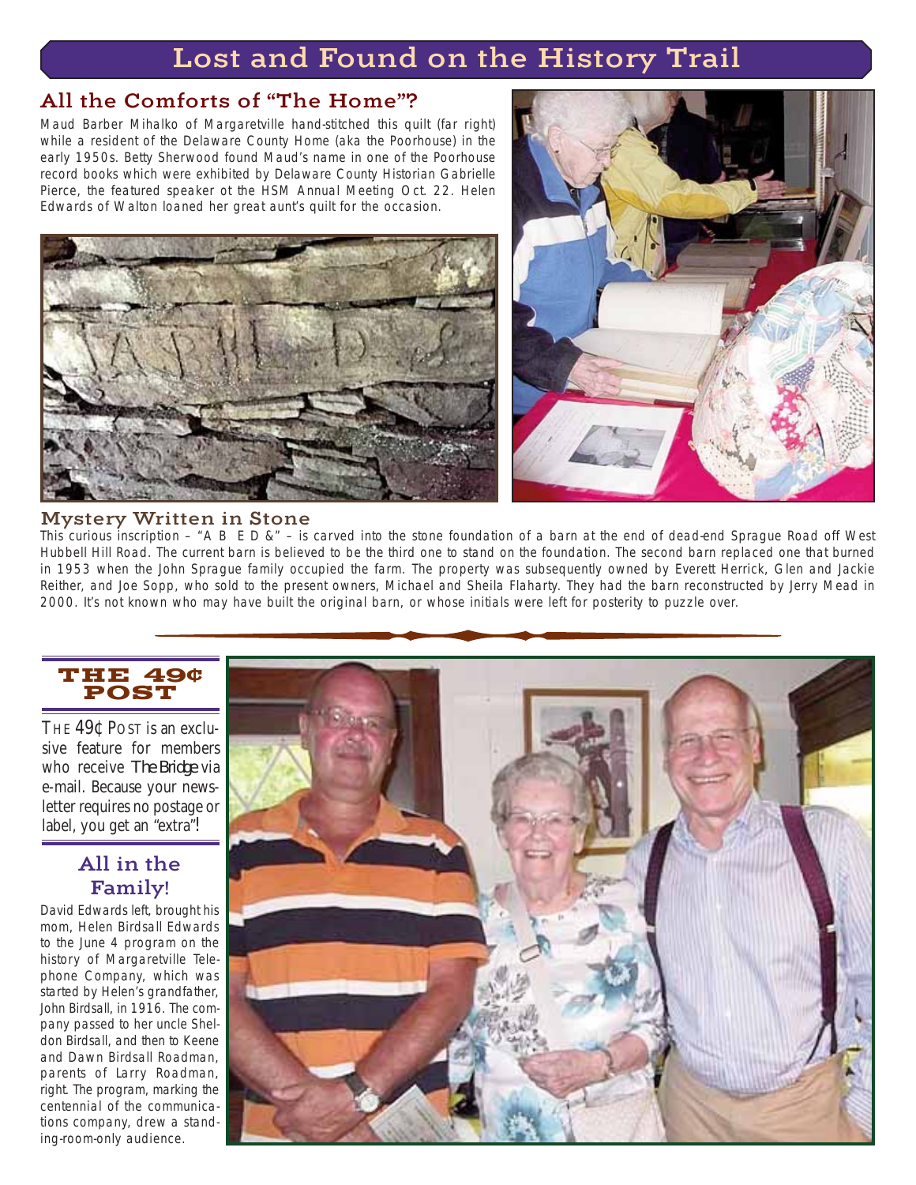# Lost and Found on the History Trail

## All the Comforts of "The Home"?

Maud Barber Mihalko of Margaretville hand-stitched this quilt (far right) while a resident of the Delaware County Home (aka the Poorhouse) in the early 1950s. Betty Sherwood found Maud's name in one of the Poorhouse record books which were exhibited by Delaware County Historian Gabrielle Pierce, the featured speaker ot the HSM Annual Meeting Oct. 22. Helen Edwards of Walton loaned her great aunt's quilt for the occasion.

## Mystery Written in Stone

This curious inscription – "A B E D &" – is carved into the stone foundation of a barn at the end of dead-end Sprague Road off West Hubbell Hill Road. The current barn is believed to be the third one to stand on the foundation. The second barn replaced one that burned in 1953 when the John Sprague family occupied the farm. The property was subsequently owned by Everett Herrick, Glen and Jackie Reither, and Joe Sopp, who sold to the present owners, Michael and Sheila Flaharty. They had the barn reconstructed by Jerry Mead in 2000. It's not known who may have built the original barn, or whose initials were left for posterity to puzzle over.

## THE 49¢ POST

THE 49¢ POST is an exclusive feature for members who receive *The Bridge* via e-mail. Because your newsletter requires no postage or label, you get an "extra"!

## All in the Family!

David Edwards left, brought his mom, Helen Birdsall Edwards to the June 4 program on the history of Margaretville Telephone Company, which was started by Helen's grandfather, John Birdsall, in 1916. The company passed to her uncle Sheldon Birdsall, and then to Keene and Dawn Birdsall Roadman, parents of Larry Roadman, right. The program, marking the centennial of the communications company, drew a standing-room-only audience.